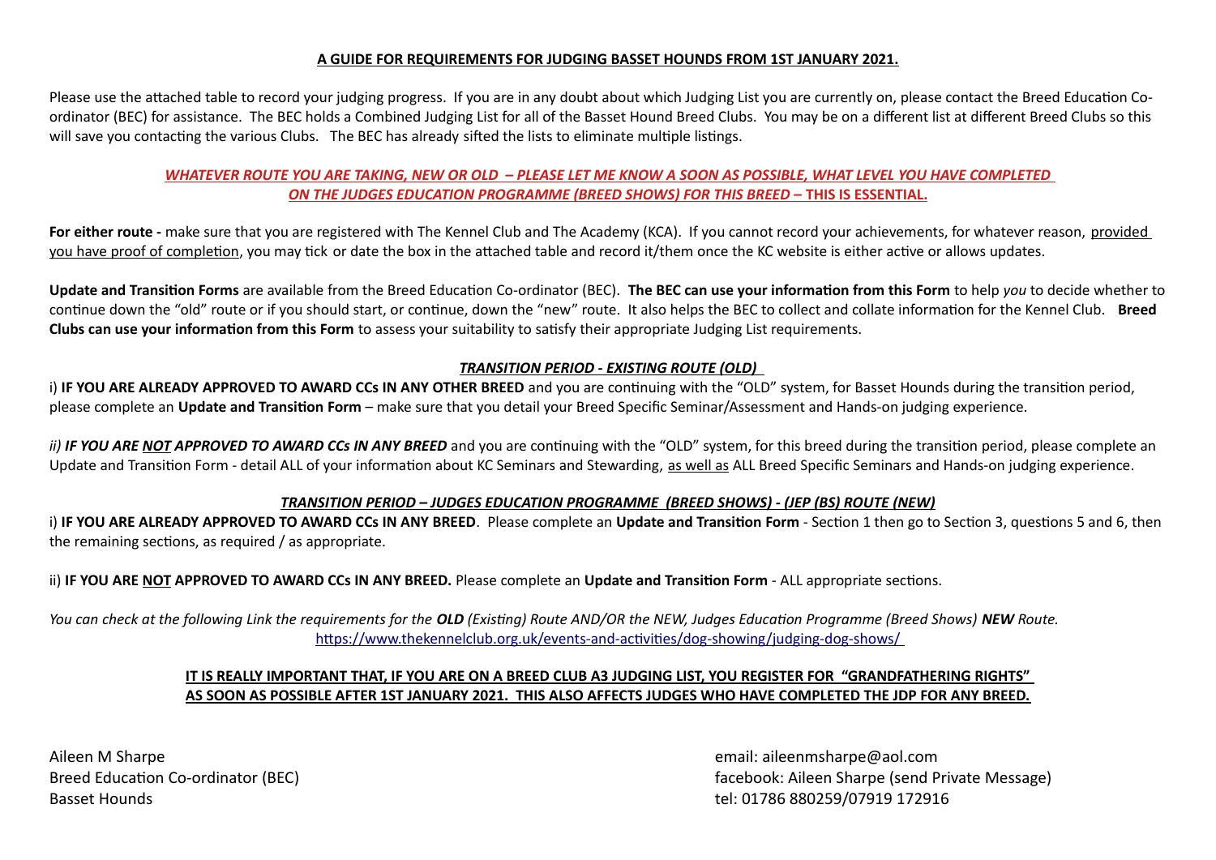## A GUIDE FOR REQUIREMENTS FOR JUDGING BASSET HOUNDS FROM 1ST JANUARY 2021.

Please use the attached table to record your judging progress. If you are in any doubt about which Judging List you are currently on, please contact the Breed Education Co-ordinator (BEC) for assistance. The BEC holds a Combined Judging List for all of the Basset Hound Breed Clubs. You may be on a different list at different Breed Clubs so this will save you contacting the various Clubs. The BEC has already sifted the lists to eliminate multiple listings.

***WHATEVER ROUTE YOU ARE TAKING, NEW OR OLD – PLEASE LET ME KNOW A SOON AS POSSIBLE, WHAT LEVEL YOU HAVE COMPLETED ON THE JUDGES EDUCATION PROGRAMME (BREED SHOWS) FOR THIS BREED –*** **THIS IS ESSENTIAL.**

**For either route -** make sure that you are registered with The Kennel Club and The Academy (KCA). If you cannot record your achievements, for whatever reason, provided you have proof of completion, you may tick or date the box in the attached table and record it/them once the KC website is either active or allows updates.

**Update and Transition Forms** are available from the Breed Education Co-ordinator (BEC). **The BEC can use your information from this Form** to help *you* to decide whether to continue down the "old" route or if you should start, or continue, down the "new" route. It also helps the BEC to collect and collate information for the Kennel Club. **Breed Clubs can use your information from this Form** to assess your suitability to satisfy their appropriate Judging List requirements.

### *TRANSITION PERIOD - EXISTING ROUTE (OLD)*

i) **IF YOU ARE ALREADY APPROVED TO AWARD CCs IN ANY OTHER BREED** and you are continuing with the "OLD" system, for Basset Hounds during the transition period, please complete an **Update and Transition Form** – make sure that you detail your Breed Specific Seminar/Assessment and Hands-on judging experience.

*ii)* ***IF YOU ARE NOT APPROVED TO AWARD CCs IN ANY BREED*** and you are continuing with the "OLD" system, for this breed during the transition period, please complete an Update and Transition Form - detail ALL of your information about KC Seminars and Stewarding, as well as ALL Breed Specific Seminars and Hands-on judging experience.

### *TRANSITION PERIOD – JUDGES EDUCATION PROGRAMME (BREED SHOWS) - (JEP (BS) ROUTE (NEW)*

i) **IF YOU ARE ALREADY APPROVED TO AWARD CCs IN ANY BREED**. Please complete an **Update and Transition Form** - Section 1 then go to Section 3, questions 5 and 6, then the remaining sections, as required / as appropriate.

ii) **IF YOU ARE NOT APPROVED TO AWARD CCs IN ANY BREED.** Please complete an **Update and Transition Form** - ALL appropriate sections.

*You can check at the following Link the requirements for the* ***OLD*** *(Existing) Route AND/OR the NEW, Judges Education Programme (Breed Shows)* ***NEW*** *Route.*
https://www.thekennelclub.org.uk/events-and-activities/dog-showing/judging-dog-shows/

**IT IS REALLY IMPORTANT THAT, IF YOU ARE ON A BREED CLUB A3 JUDGING LIST, YOU REGISTER FOR "GRANDFATHERING RIGHTS" AS SOON AS POSSIBLE AFTER 1ST JANUARY 2021. THIS ALSO AFFECTS JUDGES WHO HAVE COMPLETED THE JDP FOR ANY BREED.**

Aileen M Sharpe
Breed Education Co-ordinator (BEC)
Basset Hounds

email: aileenmsharpe@aol.com
facebook: Aileen Sharpe (send Private Message)
tel: 01786 880259/07919 172916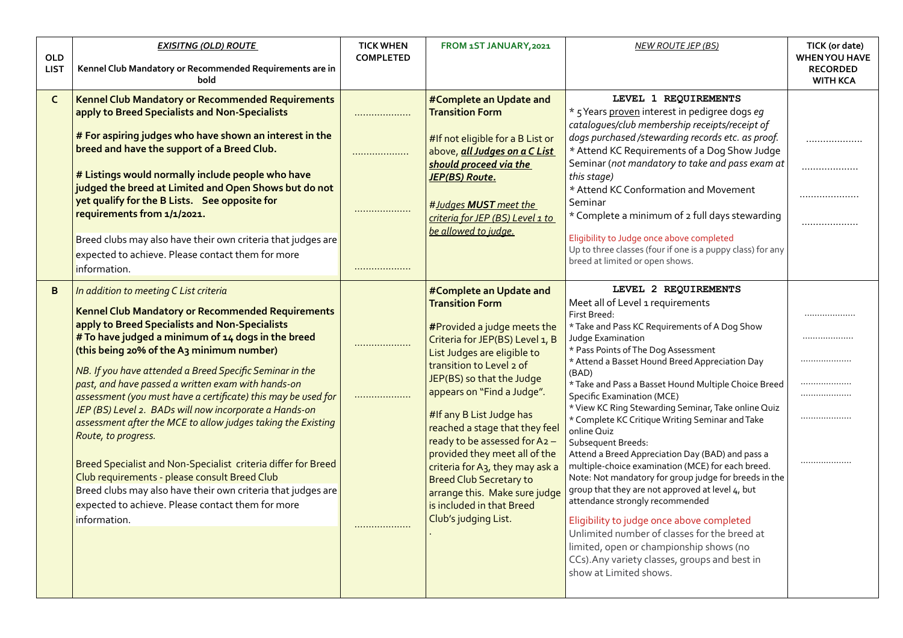| OLD LIST | *EXISITNG (OLD) ROUTE*<br>Kennel Club Mandatory or Recommended Requirements are in bold | TICK WHEN COMPLETED | FROM 1ST JANUARY,2021 | *NEW ROUTE JEP (BS)* | TICK (or date) WHEN YOU HAVE RECORDED WITH KCA |
|---|---|---|---|---|---|
| C | **Kennel Club Mandatory or Recommended Requirements apply to Breed Specialists and Non-Specialists**<br><br>**# For aspiring judges who have shown an interest in the breed and have the support of a Breed Club.**<br><br>**# Listings would normally include people who have judged the breed at Limited and Open Shows but do not yet qualify for the B Lists. See opposite for requirements from 1/1/2021.**<br><br>Breed clubs may also have their own criteria that judges are expected to achieve. Please contact them for more information. | ………………<br><br>………………<br><br>………………<br><br>……………… | **#Complete an Update and Transition Form**<br><br>#If not eligible for a B List or above, ***all Judges on a C List should proceed via the JEP(BS) Route.***<br><br>*#Judges **MUST** meet the criteria for JEP (BS) Level 1 to be allowed to judge.* | **LEVEL 1 REQUIREMENTS**<br>* 5 Years proven interest in pedigree dogs *eg catalogues/club membership receipts/receipt of dogs purchased /stewarding records etc. as proof.*<br>* Attend KC Requirements of a Dog Show Judge Seminar (*not mandatory to take and pass exam at this stage*)<br>* Attend KC Conformation and Movement Seminar<br>* Complete a minimum of 2 full days stewarding<br><br>Eligibility to Judge once above completed<br>Up to three classes (four if one is a puppy class) for any breed at limited or open shows. | ………………<br><br>………………<br><br>………………<br><br>……………… |
| B | *In addition to meeting C List criteria*<br><br>**Kennel Club Mandatory or Recommended Requirements apply to Breed Specialists and Non-Specialists**<br>**# To have judged a minimum of 14 dogs in the breed (this being 20% of the A3 minimum number)**<br><br>*NB. If you have attended a Breed Specific Seminar in the past, and have passed a written exam with hands-on assessment (you must have a certificate) this may be used for JEP (BS) Level 2. BADs will now incorporate a Hands-on assessment after the MCE to allow judges taking the Existing Route, to progress.*<br><br>Breed Specialist and Non-Specialist criteria differ for Breed Club requirements - please consult Breed Club<br>Breed clubs may also have their own criteria that judges are expected to achieve. Please contact them for more information. | ………………<br><br>………………<br><br>……………… | **#Complete an Update and Transition Form**<br><br>#Provided a judge meets the Criteria for JEP(BS) Level 1, B List Judges are eligible to transition to Level 2 of JEP(BS) so that the Judge appears on "Find a Judge".<br><br>#If any B List Judge has reached a stage that they feel ready to be assessed for A2 – provided they meet all of the criteria for A3, they may ask a Breed Club Secretary to arrange this. Make sure judge is included in that Breed Club's judging List.<br>. | **LEVEL 2 REQUIREMENTS**<br>Meet all of Level 1 requirements<br>First Breed:<br>* Take and Pass KC Requirements of A Dog Show Judge Examination<br>* Pass Points of The Dog Assessment<br>* Attend a Basset Hound Breed Appreciation Day (BAD)<br>* Take and Pass a Basset Hound Multiple Choice Breed Specific Examination (MCE)<br>* View KC Ring Stewarding Seminar, Take online Quiz<br>* Complete KC Critique Writing Seminar and Take online Quiz<br>Subsequent Breeds:<br>Attend a Breed Appreciation Day (BAD) and pass a multiple-choice examination (MCE) for each breed.<br>Note: Not mandatory for group judge for breeds in the group that they are not approved at level 4, but attendance strongly recommended<br><br>Eligibility to judge once above completed<br>Unlimited number of classes for the breed at limited, open or championship shows (no CCs).Any variety classes, groups and best in show at Limited shows. | ………………<br><br>………………<br><br>………………<br><br>………………<br>………………<br><br>………………<br><br>……………… |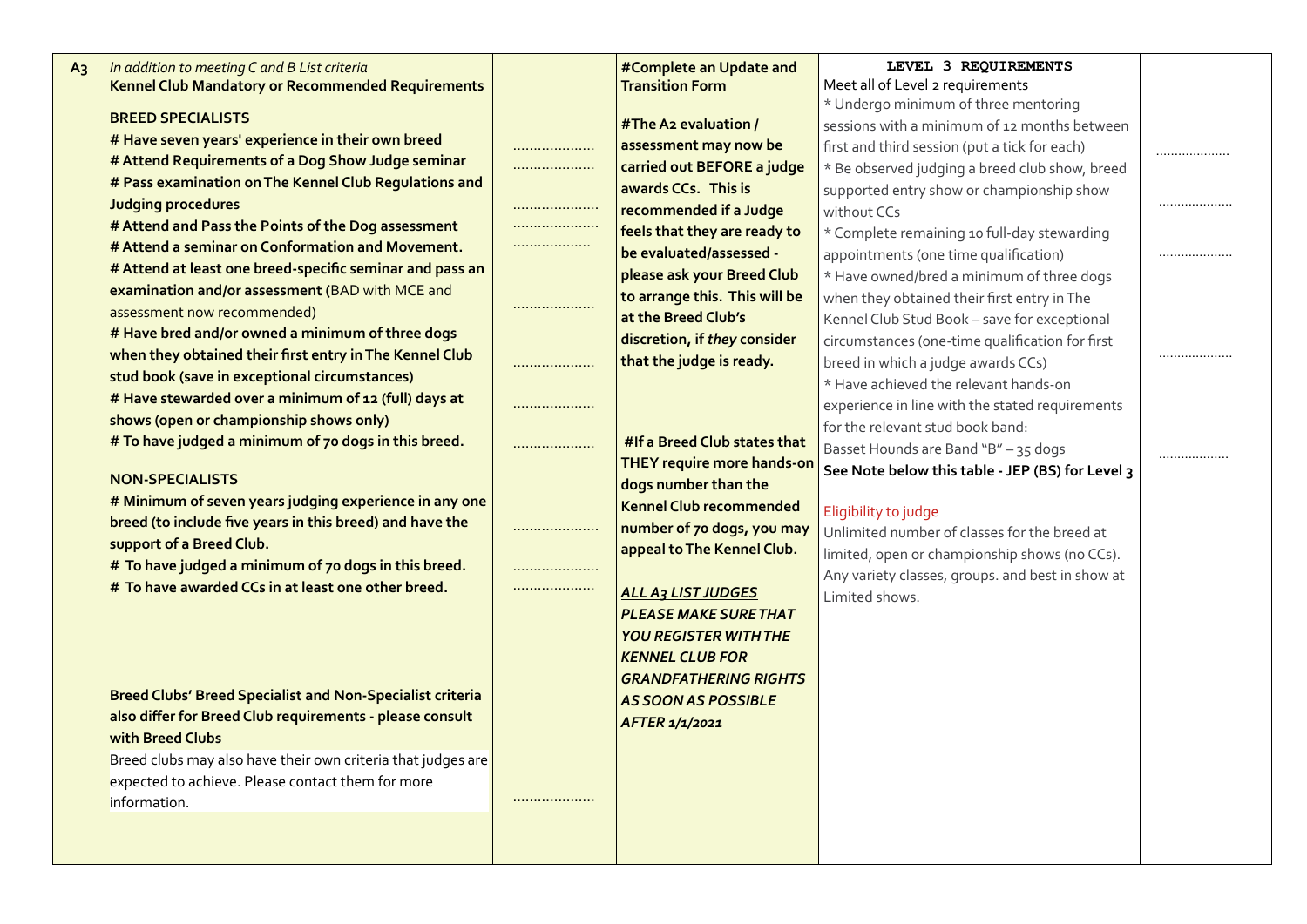| A3 | *In addition to meeting C and B List criteria*<br>**Kennel Club Mandatory or Recommended Requirements**<br><br>**BREED SPECIALISTS**<br>**# Have seven years' experience in their own breed**<br>**# Attend Requirements of a Dog Show Judge seminar**<br>**# Pass examination on The Kennel Club Regulations and Judging procedures**<br>**# Attend and Pass the Points of the Dog assessment**<br>**# Attend a seminar on Conformation and Movement.**<br>**# Attend at least one breed-specific seminar and pass an examination and/or assessment (**BAD with MCE and assessment now recommended)<br>**# Have bred and/or owned a minimum of three dogs when they obtained their first entry in The Kennel Club stud book (save in exceptional circumstances)**<br>**# Have stewarded over a minimum of 12 (full) days at shows (open or championship shows only)**<br>**# To have judged a minimum of 70 dogs in this breed.**<br><br>**NON-SPECIALISTS**<br>**# Minimum of seven years judging experience in any one breed (to include five years in this breed) and have the support of a Breed Club.**<br>**# To have judged a minimum of 70 dogs in this breed.**<br>**# To have awarded CCs in at least one other breed.**<br><br>**Breed Clubs' Breed Specialist and Non-Specialist criteria also differ for Breed Club requirements - please consult with Breed Clubs**<br>Breed clubs may also have their own criteria that judges are expected to achieve. Please contact them for more information. | ....................<br>....................<br>....................<br>....................<br>....................<br>....................<br>....................<br>....................<br>....................<br>....................<br>....................<br>....................<br>.................... | **#Complete an Update and Transition Form**<br><br>**#The A2 evaluation / assessment may now be carried out BEFORE a judge awards CCs. This is recommended if a Judge feels that they are ready to be evaluated/assessed - please ask your Breed Club to arrange this. This will be at the Breed Club's discretion, if *they* consider that the judge is ready.**<br><br>**#If a Breed Club states that THEY require more hands-on dogs number than the Kennel Club recommended number of 70 dogs, you may appeal to The Kennel Club.**<br><br>***ALL A3 LIST JUDGES PLEASE MAKE SURE THAT YOU REGISTER WITH THE KENNEL CLUB FOR GRANDFATHERING RIGHTS AS SOON AS POSSIBLE AFTER 1/1/2021*** | **LEVEL 3 REQUIREMENTS**<br>Meet all of Level 2 requirements<br>* Undergo minimum of three mentoring sessions with a minimum of 12 months between first and third session (put a tick for each)<br>* Be observed judging a breed club show, breed supported entry show or championship show without CCs<br>* Complete remaining 10 full-day stewarding appointments (one time qualification)<br>* Have owned/bred a minimum of three dogs when they obtained their first entry in The Kennel Club Stud Book – save for exceptional circumstances (one-time qualification for first breed in which a judge awards CCs)<br>* Have achieved the relevant hands-on experience in line with the stated requirements for the relevant stud book band:<br>Basset Hounds are Band "B" – 35 dogs<br>**See Note below this table - JEP (BS) for Level 3**<br><br>Eligibility to judge<br>Unlimited number of classes for the breed at limited, open or championship shows (no CCs). Any variety classes, groups. and best in show at Limited shows. | ....................<br>....................<br>....................<br>....................<br>.................... |
|---|---|---|---|---|---|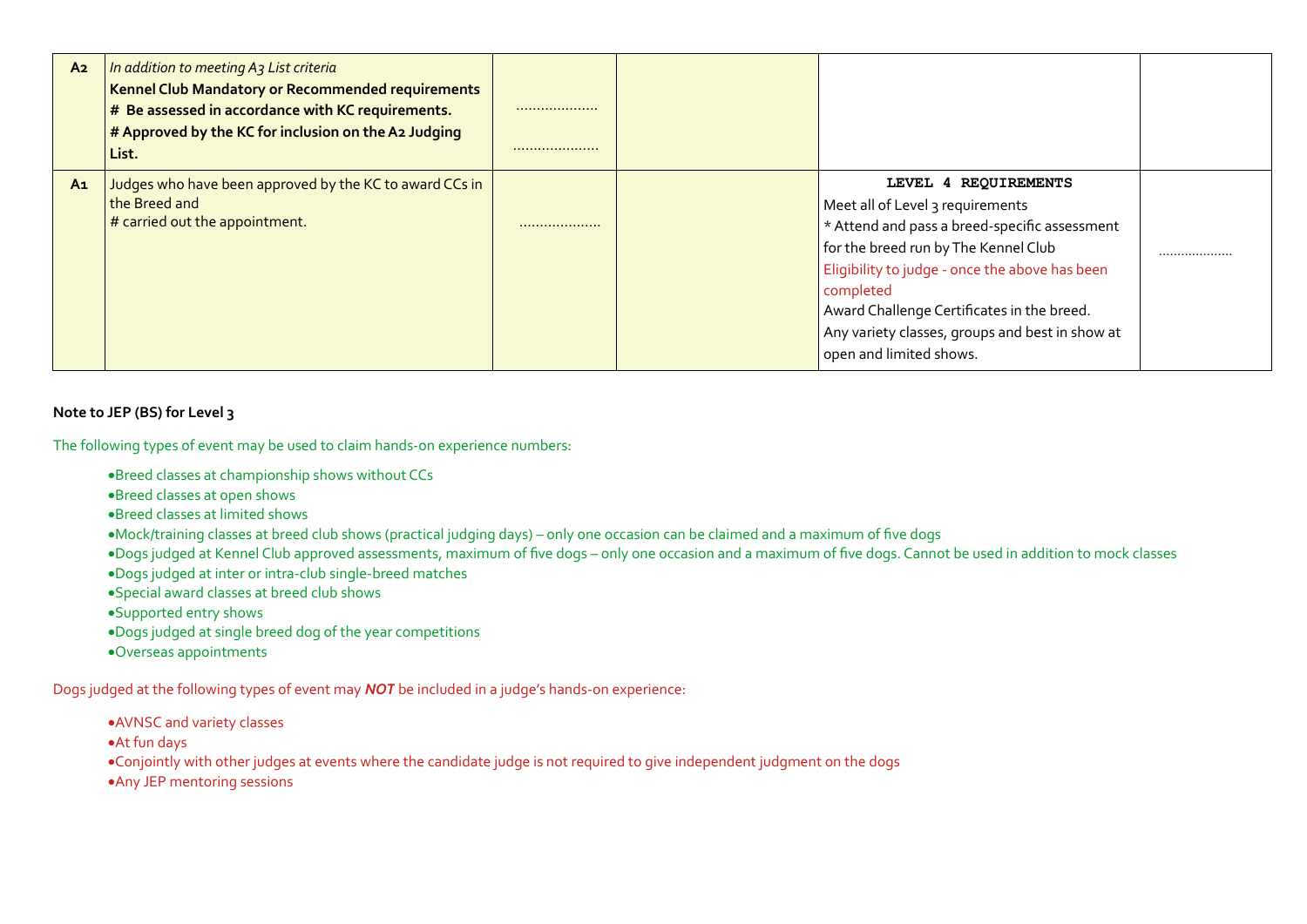| | | | | | |
|---|---|---|---|---|---|
| **A2** | *In addition to meeting A3 List criteria*<br>**Kennel Club Mandatory or Recommended requirements**<br>**# Be assessed in accordance with KC requirements.**<br>**# Approved by the KC for inclusion on the A2 Judging List.** | ………………<br><br>……………… | | | |
| **A1** | Judges who have been approved by the KC to award CCs in the Breed and<br># carried out the appointment. | ……………… | | **LEVEL 4 REQUIREMENTS**<br>Meet all of Level 3 requirements<br>* Attend and pass a breed-specific assessment for the breed run by The Kennel Club<br>Eligibility to judge - once the above has been completed<br>Award Challenge Certificates in the breed.<br>Any variety classes, groups and best in show at open and limited shows. | ……………… |

**Note to JEP (BS) for Level 3**

The following types of event may be used to claim hands-on experience numbers:

- Breed classes at championship shows without CCs
- Breed classes at open shows
- Breed classes at limited shows
- Mock/training classes at breed club shows (practical judging days) – only one occasion can be claimed and a maximum of five dogs
- Dogs judged at Kennel Club approved assessments, maximum of five dogs – only one occasion and a maximum of five dogs. Cannot be used in addition to mock classes
- Dogs judged at inter or intra-club single-breed matches
- Special award classes at breed club shows
- Supported entry shows
- Dogs judged at single breed dog of the year competitions
- Overseas appointments

Dogs judged at the following types of event may ***NOT*** be included in a judge's hands-on experience:

- AVNSC and variety classes
- At fun days
- Conjointly with other judges at events where the candidate judge is not required to give independent judgment on the dogs
- Any JEP mentoring sessions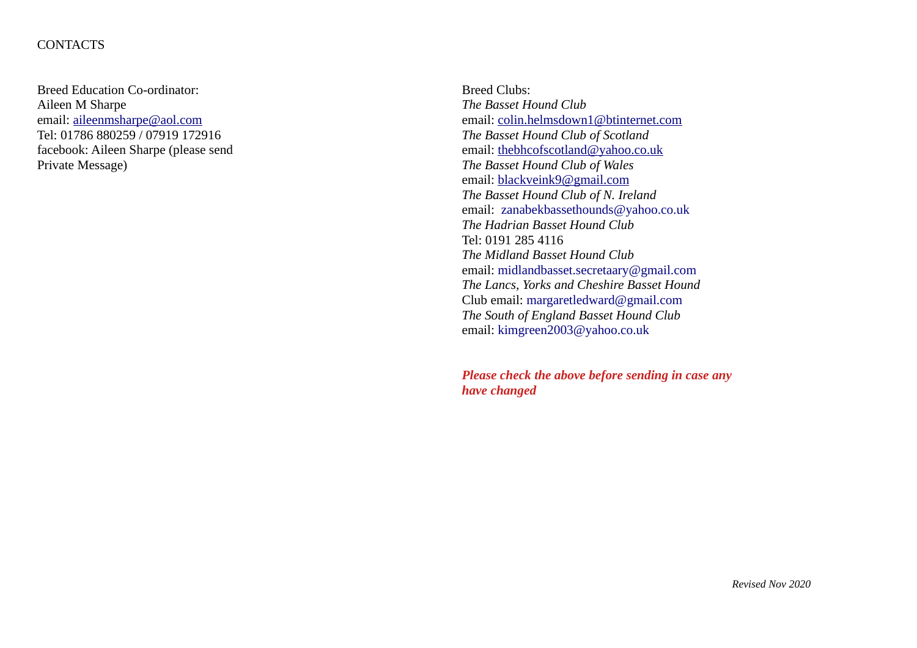CONTACTS

Breed Education Co-ordinator:
Aileen M Sharpe
email: aileenmsharpe@aol.com
Tel: 01786 880259 / 07919 172916
facebook: Aileen Sharpe (please send Private Message)

Breed Clubs:

*The Basset Hound Club*
email: colin.helmsdown1@btinternet.com

*The Basset Hound Club of Scotland*
email: thebhcofscotland@yahoo.co.uk

*The Basset Hound Club of Wales*
email: blackveink9@gmail.com

*The Basset Hound Club of N. Ireland*
email: zanabekbassethounds@yahoo.co.uk

*The Hadrian Basset Hound Club*
Tel: 0191 285 4116

*The Midland Basset Hound Club*
email: midlandbasset.secretaary@gmail.com

*The Lancs, Yorks and Cheshire Basset Hound* Club email: margaretledward@gmail.com

*The South of England Basset Hound Club*
email: kimgreen2003@yahoo.co.uk

***Please check the above before sending in case any have changed***

*Revised Nov 2020*